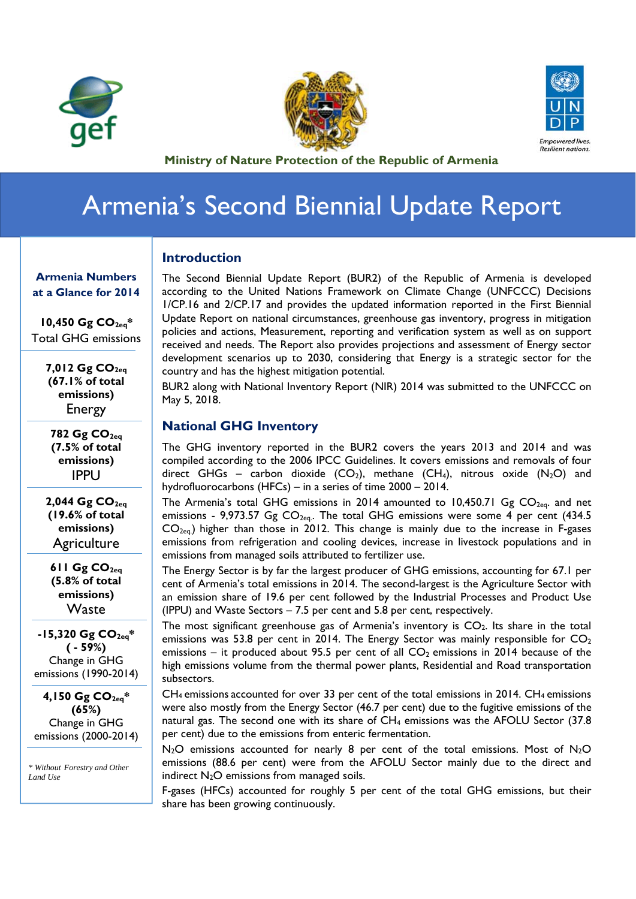Ministry of Nature Protection of the Republic of Armenia

# Armenia's Second Biennial Update Report

## Armenia Numbers at a Glance for 2014

**10,450 Gg $CO_{2eq}$***
Total GHG emissions

**7,012 Gg $CO_{2eq}$ (67.1% of total emissions)**
Energy

**782 Gg $CO_{2eq}$ (7.5% of total emissions)**
IPPU

**2,044 Gg $CO_{2eq}$ (19.6% of total emissions)**
Agriculture

**611 Gg $CO_{2eq}$ (5.8% of total emissions)**
Waste

**-15,320 Gg $CO_{2eq}$* ( - 59%)**
Change in GHG emissions (1990-2014)

**4,150 Gg $CO_{2eq}$* (65%)**
Change in GHG emissions (2000-2014)

*\* Without Forestry and Other Land Use*

## Introduction

The Second Biennial Update Report (BUR2) of the Republic of Armenia is developed according to the United Nations Framework on Climate Change (UNFCCC) Decisions 1/CP.16 and 2/CP.17 and provides the updated information reported in the First Biennial Update Report on national circumstances, greenhouse gas inventory, progress in mitigation policies and actions, Measurement, reporting and verification system as well as on support received and needs. The Report also provides projections and assessment of Energy sector development scenarios up to 2030, considering that Energy is a strategic sector for the country and has the highest mitigation potential.

BUR2 along with National Inventory Report (NIR) 2014 was submitted to the UNFCCC on May 5, 2018.

## National GHG Inventory

The GHG inventory reported in the BUR2 covers the years 2013 and 2014 and was compiled according to the 2006 IPCC Guidelines. It covers emissions and removals of four direct GHGs – carbon dioxide ($CO_2$), methane ($CH_4$), nitrous oxide ($N_2O$) and hydrofluorocarbons (HFCs) – in a series of time 2000 – 2014.

The Armenia's total GHG emissions in 2014 amounted to 10,450.71 Gg $CO_{2eq.}$ and net emissions - 9,973.57 Gg $CO_{2eq.}$. The total GHG emissions were some 4 per cent (434.5 $CO_{2eq.}$) higher than those in 2012. This change is mainly due to the increase in F-gases emissions from refrigeration and cooling devices, increase in livestock populations and in emissions from managed soils attributed to fertilizer use.

The Energy Sector is by far the largest producer of GHG emissions, accounting for 67.1 per cent of Armenia's total emissions in 2014. The second-largest is the Agriculture Sector with an emission share of 19.6 per cent followed by the Industrial Processes and Product Use (IPPU) and Waste Sectors – 7.5 per cent and 5.8 per cent, respectively.

The most significant greenhouse gas of Armenia's inventory is $CO_2$. Its share in the total emissions was 53.8 per cent in 2014. The Energy Sector was mainly responsible for $CO_2$ emissions – it produced about 95.5 per cent of all $CO_2$ emissions in 2014 because of the high emissions volume from the thermal power plants, Residential and Road transportation subsectors.

$CH_4$ emissions accounted for over 33 per cent of the total emissions in 2014. $CH_4$ emissions were also mostly from the Energy Sector (46.7 per cent) due to the fugitive emissions of the natural gas. The second one with its share of $CH_4$ emissions was the AFOLU Sector (37.8 per cent) due to the emissions from enteric fermentation.

$N_2O$ emissions accounted for nearly 8 per cent of the total emissions. Most of $N_2O$ emissions (88.6 per cent) were from the AFOLU Sector mainly due to the direct and indirect $N_2O$ emissions from managed soils.

F-gases (HFCs) accounted for roughly 5 per cent of the total GHG emissions, but their share has been growing continuously.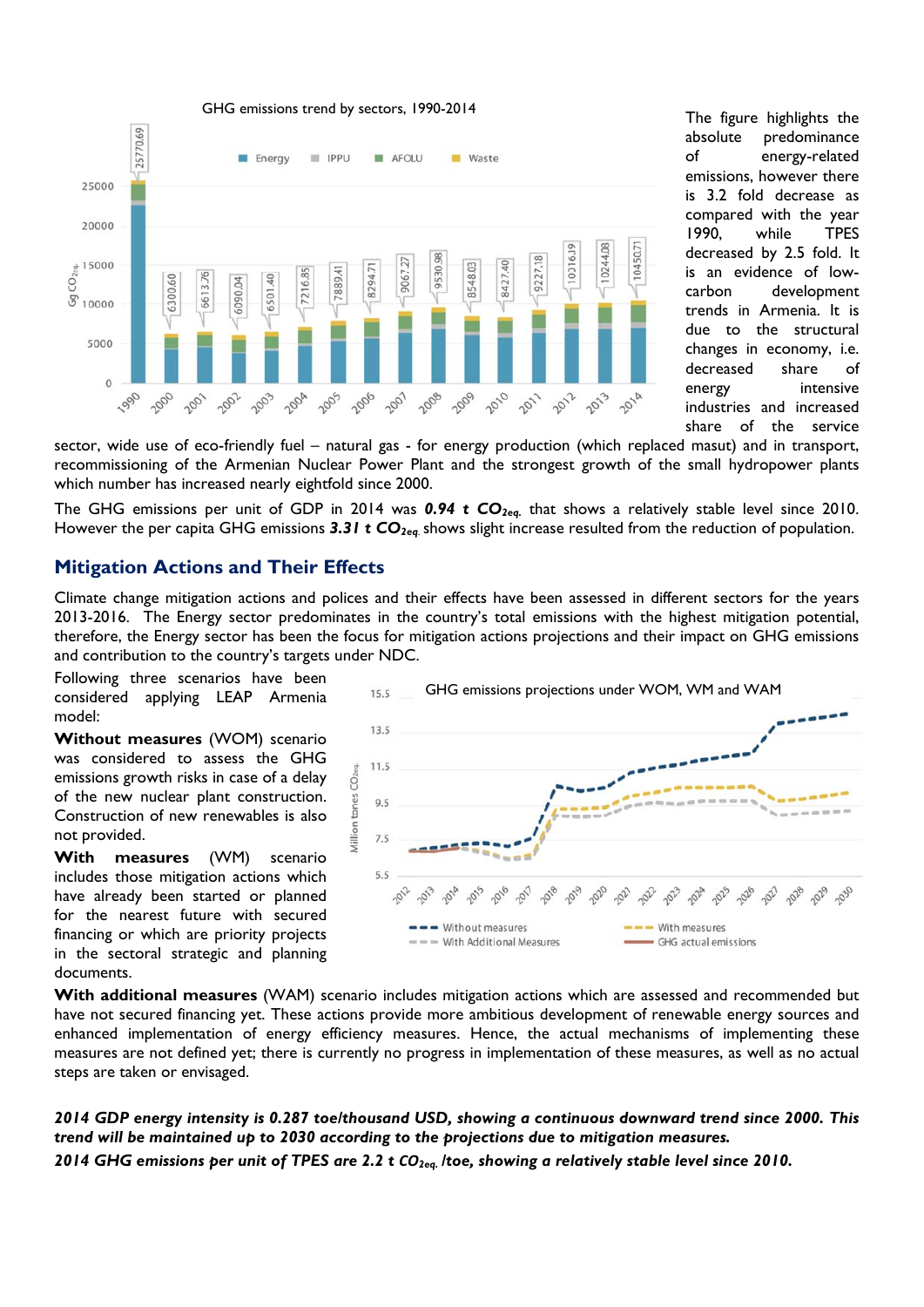GHG emissions trend by sectors, 1990-2014

Energy IPPU AFOLU Waste

Gg $CO_{2eq.}$

25000
20000
15000
10000
5000
0

25770.69
6300.60
6613.76
6090.04
6501.40
7216.85
7889.41
8294.71
9067.27
9530.98
8548.03
8427.40
9227.18
10316.19
10244.08
10450.71

1990 2000 2001 2002 2003 2004 2005 2006 2007 2008 2009 2010 2011 2012 2013 2014

The figure highlights the absolute predominance of energy-related emissions, however there is 3.2 fold decrease as compared with the year 1990, while TPES decreased by 2.5 fold. It is an evidence of low-carbon development trends in Armenia. It is due to the structural changes in economy, i.e. decreased share of energy intensive industries and increased share of the service sector, wide use of eco-friendly fuel – natural gas - for energy production (which replaced masut) and in transport, recommissioning of the Armenian Nuclear Power Plant and the strongest growth of the small hydropower plants which number has increased nearly eightfold since 2000.

The GHG emissions per unit of GDP in 2014 was ***0.94 t $CO_{2eq.}$*** that shows a relatively stable level since 2010. However the per capita GHG emissions ***3.31 t $CO_{2eq.}$*** shows slight increase resulted from the reduction of population.

## Mitigation Actions and Their Effects

Climate change mitigation actions and polices and their effects have been assessed in different sectors for the years 2013-2016. The Energy sector predominates in the country's total emissions with the highest mitigation potential, therefore, the Energy sector has been the focus for mitigation actions projections and their impact on GHG emissions and contribution to the country's targets under NDC.

Following three scenarios have been considered applying LEAP Armenia model:

**Without measures** (WOM) scenario was considered to assess the GHG emissions growth risks in case of a delay of the new nuclear plant construction. Construction of new renewables is also not provided.

**With measures** (WM) scenario includes those mitigation actions which have already been started or planned for the nearest future with secured financing or which are priority projects in the sectoral strategic and planning documents.

GHG emissions projections under WOM, WM and WAM

Million tonnes $CO_{2eq.}$

15.5
13.5
11.5
9.5
7.5
5.5

2012 2013 2014 2015 2016 2017 2018 2019 2020 2021 2022 2023 2024 2025 2026 2027 2028 2029 2030

Without measures
With measures
With Additional Measures
GHG actual emissions

**With additional measures** (WAM) scenario includes mitigation actions which are assessed and recommended but have not secured financing yet. These actions provide more ambitious development of renewable energy sources and enhanced implementation of energy efficiency measures. Hence, the actual mechanisms of implementing these measures are not defined yet; there is currently no progress in implementation of these measures, as well as no actual steps are taken or envisaged.

***2014 GDP energy intensity is 0.287 toe/thousand USD, showing a continuous downward trend since 2000. This trend will be maintained up to 2030 according to the projections due to mitigation measures.***

***2014 GHG emissions per unit of TPES are 2.2 t $CO_{2eq.}$ /toe, showing a relatively stable level since 2010.***